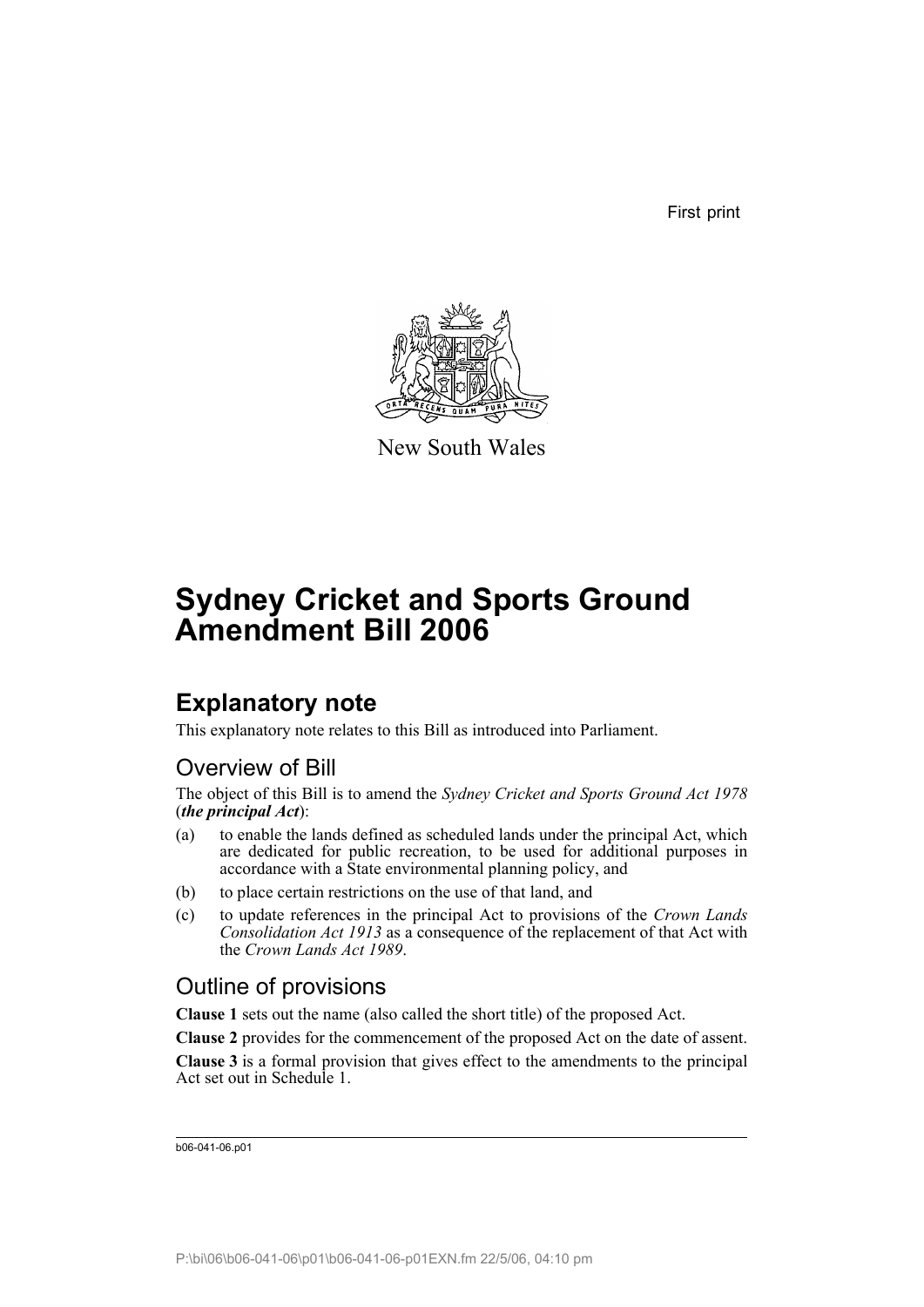First print

New South Wales

# Sydney Cricket and Sports Ground Amendment Bill 2006

## Explanatory note

This explanatory note relates to this Bill as introduced into Parliament.

### Overview of Bill

The object of this Bill is to amend the *Sydney Cricket and Sports Ground Act 1978* (***the principal Act***):

(a) to enable the lands defined as scheduled lands under the principal Act, which are dedicated for public recreation, to be used for additional purposes in accordance with a State environmental planning policy, and

(b) to place certain restrictions on the use of that land, and

(c) to update references in the principal Act to provisions of the *Crown Lands Consolidation Act 1913* as a consequence of the replacement of that Act with the *Crown Lands Act 1989*.

### Outline of provisions

**Clause 1** sets out the name (also called the short title) of the proposed Act.

**Clause 2** provides for the commencement of the proposed Act on the date of assent.

**Clause 3** is a formal provision that gives effect to the amendments to the principal Act set out in Schedule 1.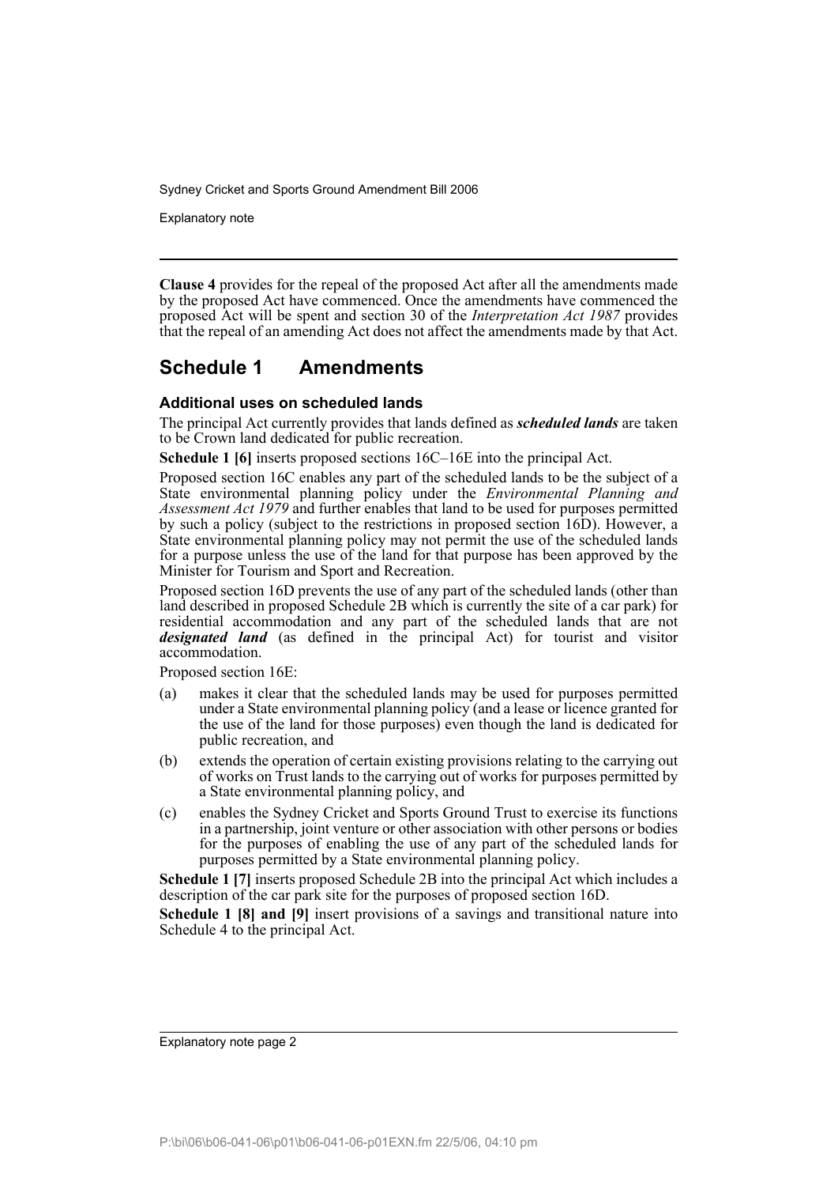**Clause 4** provides for the repeal of the proposed Act after all the amendments made by the proposed Act have commenced. Once the amendments have commenced the proposed Act will be spent and section 30 of the *Interpretation Act 1987* provides that the repeal of an amending Act does not affect the amendments made by that Act.

## Schedule 1 Amendments

### Additional uses on scheduled lands

The principal Act currently provides that lands defined as ***scheduled lands*** are taken to be Crown land dedicated for public recreation.

**Schedule 1 [6]** inserts proposed sections 16C–16E into the principal Act.

Proposed section 16C enables any part of the scheduled lands to be the subject of a State environmental planning policy under the *Environmental Planning and Assessment Act 1979* and further enables that land to be used for purposes permitted by such a policy (subject to the restrictions in proposed section 16D). However, a State environmental planning policy may not permit the use of the scheduled lands for a purpose unless the use of the land for that purpose has been approved by the Minister for Tourism and Sport and Recreation.

Proposed section 16D prevents the use of any part of the scheduled lands (other than land described in proposed Schedule 2B which is currently the site of a car park) for residential accommodation and any part of the scheduled lands that are not ***designated land*** (as defined in the principal Act) for tourist and visitor accommodation.

Proposed section 16E:

(a) makes it clear that the scheduled lands may be used for purposes permitted under a State environmental planning policy (and a lease or licence granted for the use of the land for those purposes) even though the land is dedicated for public recreation, and

(b) extends the operation of certain existing provisions relating to the carrying out of works on Trust lands to the carrying out of works for purposes permitted by a State environmental planning policy, and

(c) enables the Sydney Cricket and Sports Ground Trust to exercise its functions in a partnership, joint venture or other association with other persons or bodies for the purposes of enabling the use of any part of the scheduled lands for purposes permitted by a State environmental planning policy.

**Schedule 1 [7]** inserts proposed Schedule 2B into the principal Act which includes a description of the car park site for the purposes of proposed section 16D.

**Schedule 1 [8] and [9]** insert provisions of a savings and transitional nature into Schedule 4 to the principal Act.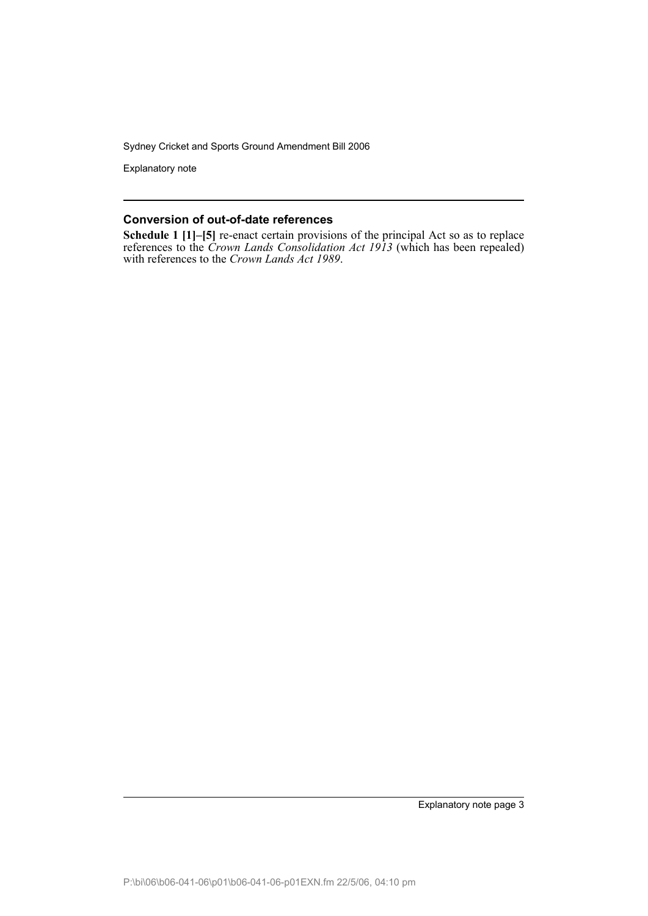## Conversion of out-of-date references

**Schedule 1 [1]–[5]** re-enact certain provisions of the principal Act so as to replace references to the *Crown Lands Consolidation Act 1913* (which has been repealed) with references to the *Crown Lands Act 1989*.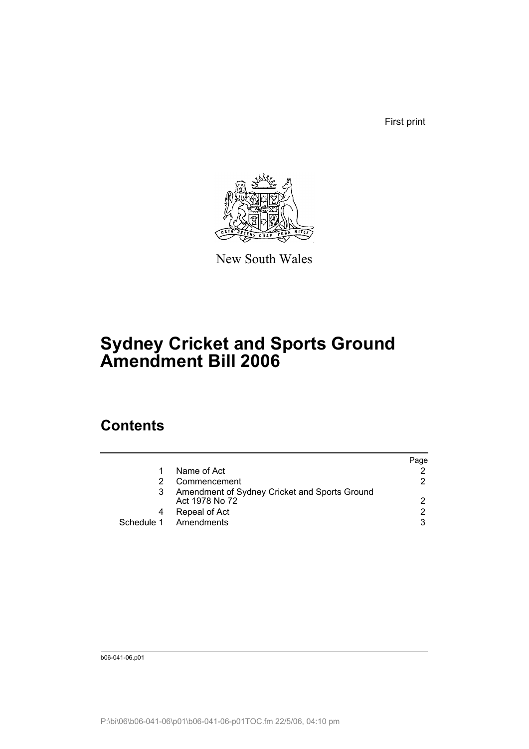First print

New South Wales

# Sydney Cricket and Sports Ground Amendment Bill 2006

## Contents

| | | Page |
|---|---|---|
| 1 | Name of Act | 2 |
| 2 | Commencement | 2 |
| 3 | Amendment of Sydney Cricket and Sports Ground Act 1978 No 72 | 2 |
| 4 | Repeal of Act | 2 |
| Schedule 1 | Amendments | 3 |

b06-041-06.p01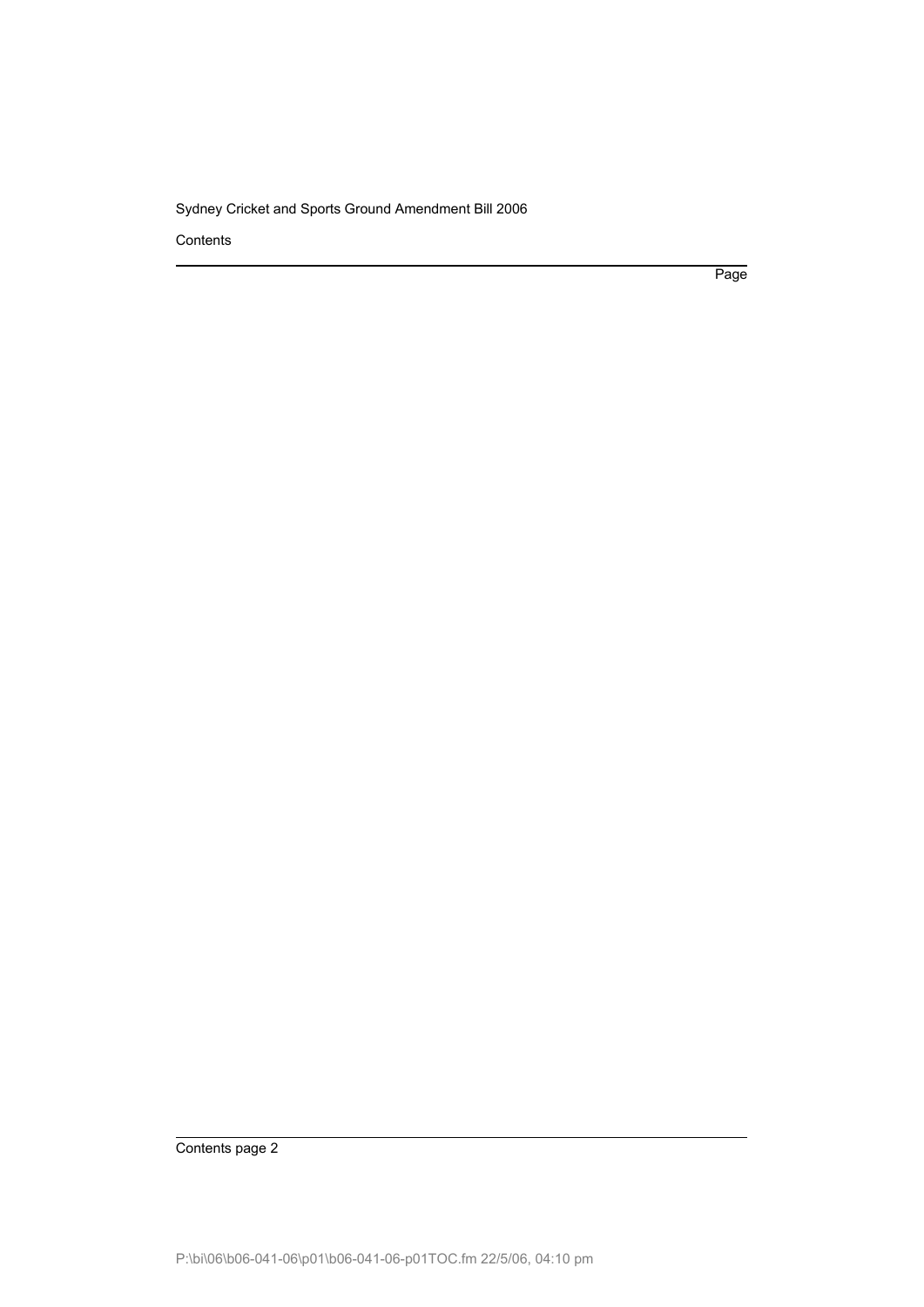Contents

Page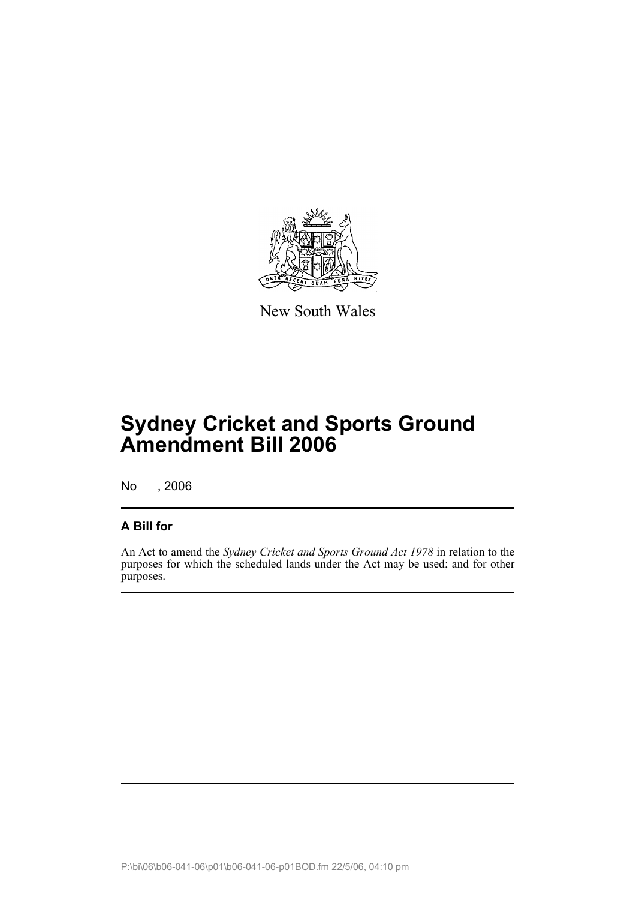New South Wales

# Sydney Cricket and Sports Ground Amendment Bill 2006

No , 2006

## A Bill for

An Act to amend the *Sydney Cricket and Sports Ground Act 1978* in relation to the purposes for which the scheduled lands under the Act may be used; and for other purposes.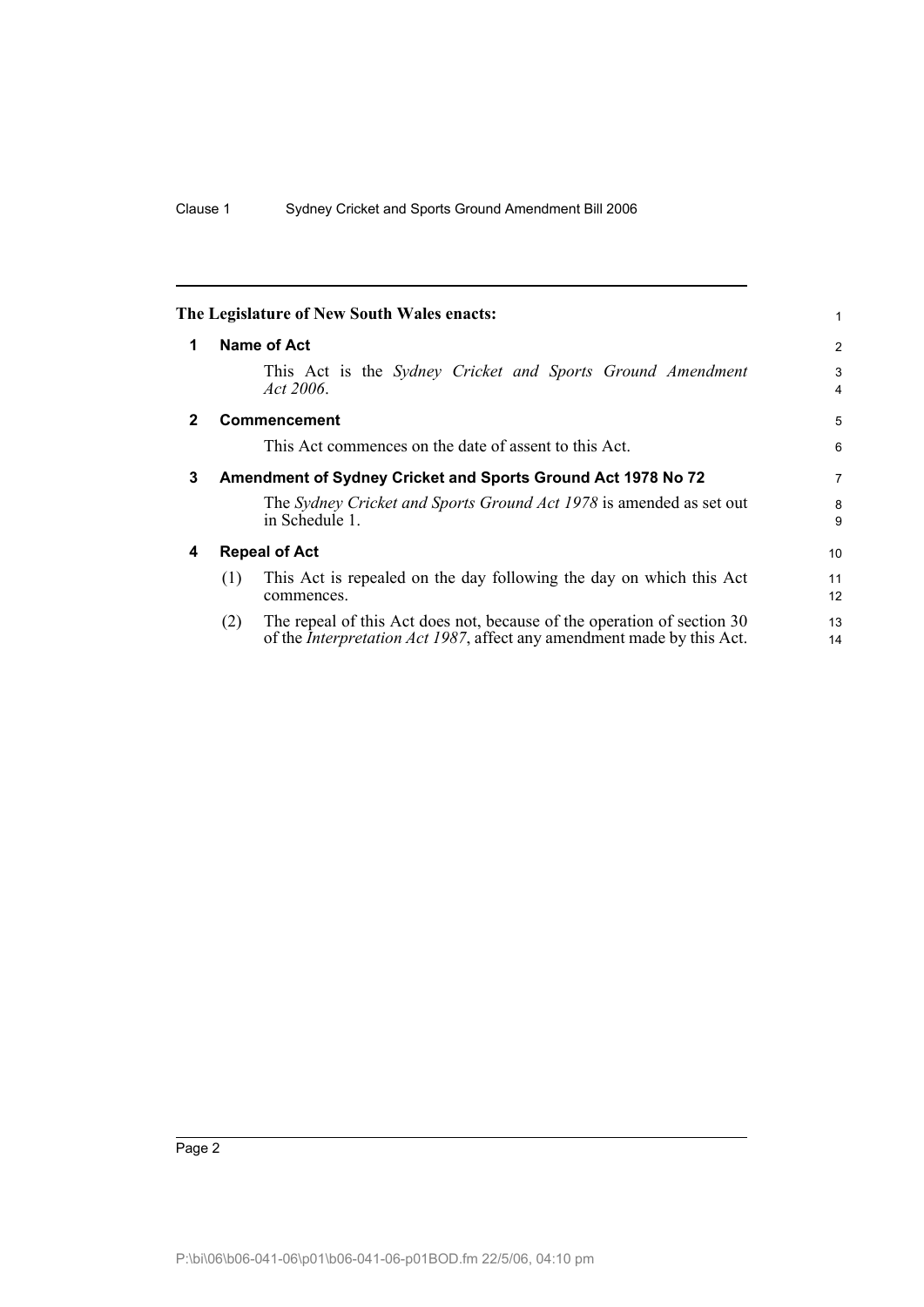**The Legislature of New South Wales enacts:**

## 1 Name of Act

This Act is the *Sydney Cricket and Sports Ground Amendment Act 2006*.

## 2 Commencement

This Act commences on the date of assent to this Act.

## 3 Amendment of Sydney Cricket and Sports Ground Act 1978 No 72

The *Sydney Cricket and Sports Ground Act 1978* is amended as set out in Schedule 1.

## 4 Repeal of Act

(1) This Act is repealed on the day following the day on which this Act commences.

(2) The repeal of this Act does not, because of the operation of section 30 of the *Interpretation Act 1987*, affect any amendment made by this Act.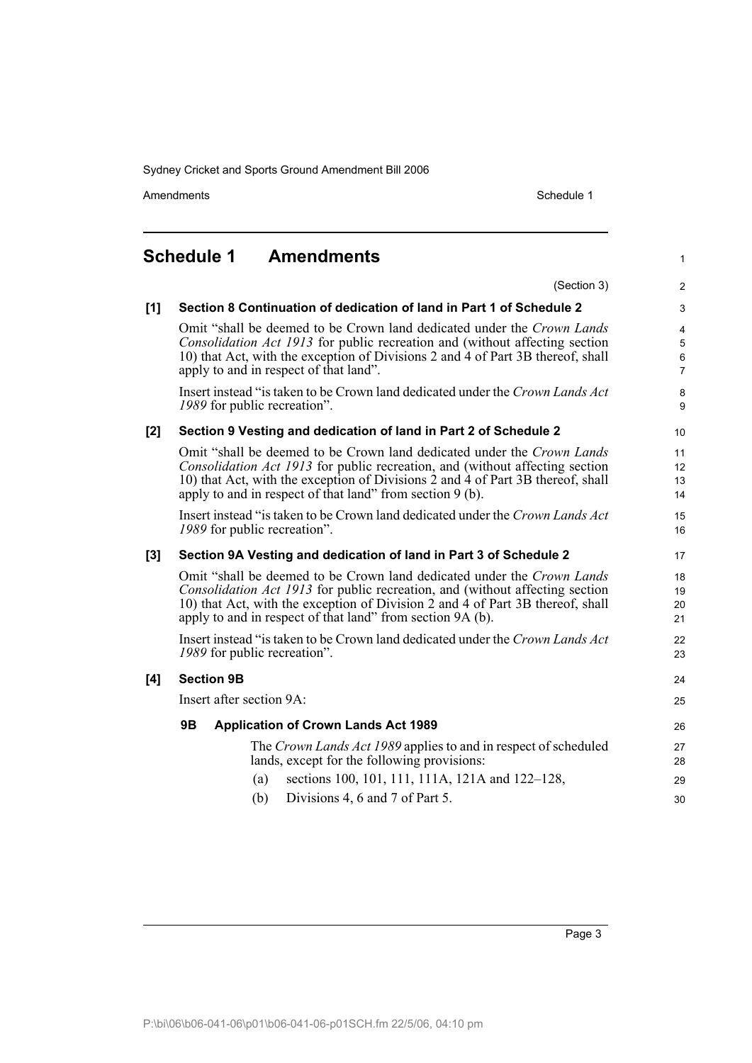## Schedule 1 Amendments

(Section 3)

**[1] Section 8 Continuation of dedication of land in Part 1 of Schedule 2**

Omit "shall be deemed to be Crown land dedicated under the *Crown Lands Consolidation Act 1913* for public recreation and (without affecting section 10) that Act, with the exception of Divisions 2 and 4 of Part 3B thereof, shall apply to and in respect of that land".

Insert instead "is taken to be Crown land dedicated under the *Crown Lands Act 1989* for public recreation".

**[2] Section 9 Vesting and dedication of land in Part 2 of Schedule 2**

Omit "shall be deemed to be Crown land dedicated under the *Crown Lands Consolidation Act 1913* for public recreation, and (without affecting section 10) that Act, with the exception of Divisions 2 and 4 of Part 3B thereof, shall apply to and in respect of that land" from section 9 (b).

Insert instead "is taken to be Crown land dedicated under the *Crown Lands Act 1989* for public recreation".

**[3] Section 9A Vesting and dedication of land in Part 3 of Schedule 2**

Omit "shall be deemed to be Crown land dedicated under the *Crown Lands Consolidation Act 1913* for public recreation, and (without affecting section 10) that Act, with the exception of Division 2 and 4 of Part 3B thereof, shall apply to and in respect of that land" from section 9A (b).

Insert instead "is taken to be Crown land dedicated under the *Crown Lands Act 1989* for public recreation".

**[4] Section 9B**

Insert after section 9A:

**9B Application of Crown Lands Act 1989**

The *Crown Lands Act 1989* applies to and in respect of scheduled lands, except for the following provisions:

(a) sections 100, 101, 111, 111A, 121A and 122–128,

(b) Divisions 4, 6 and 7 of Part 5.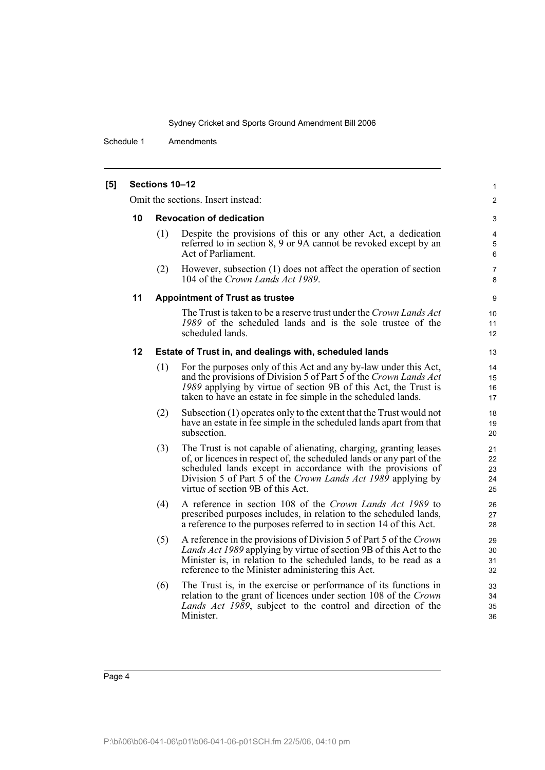**[5] Sections 10–12**

Omit the sections. Insert instead:

**10 Revocation of dedication**

(1) Despite the provisions of this or any other Act, a dedication referred to in section 8, 9 or 9A cannot be revoked except by an Act of Parliament.

(2) However, subsection (1) does not affect the operation of section 104 of the *Crown Lands Act 1989*.

**11 Appointment of Trust as trustee**

The Trust is taken to be a reserve trust under the *Crown Lands Act 1989* of the scheduled lands and is the sole trustee of the scheduled lands.

**12 Estate of Trust in, and dealings with, scheduled lands**

(1) For the purposes only of this Act and any by-law under this Act, and the provisions of Division 5 of Part 5 of the *Crown Lands Act 1989* applying by virtue of section 9B of this Act, the Trust is taken to have an estate in fee simple in the scheduled lands.

(2) Subsection (1) operates only to the extent that the Trust would not have an estate in fee simple in the scheduled lands apart from that subsection.

(3) The Trust is not capable of alienating, charging, granting leases of, or licences in respect of, the scheduled lands or any part of the scheduled lands except in accordance with the provisions of Division 5 of Part 5 of the *Crown Lands Act 1989* applying by virtue of section 9B of this Act.

(4) A reference in section 108 of the *Crown Lands Act 1989* to prescribed purposes includes, in relation to the scheduled lands, a reference to the purposes referred to in section 14 of this Act.

(5) A reference in the provisions of Division 5 of Part 5 of the *Crown Lands Act 1989* applying by virtue of section 9B of this Act to the Minister is, in relation to the scheduled lands, to be read as a reference to the Minister administering this Act.

(6) The Trust is, in the exercise or performance of its functions in relation to the grant of licences under section 108 of the *Crown Lands Act 1989*, subject to the control and direction of the Minister.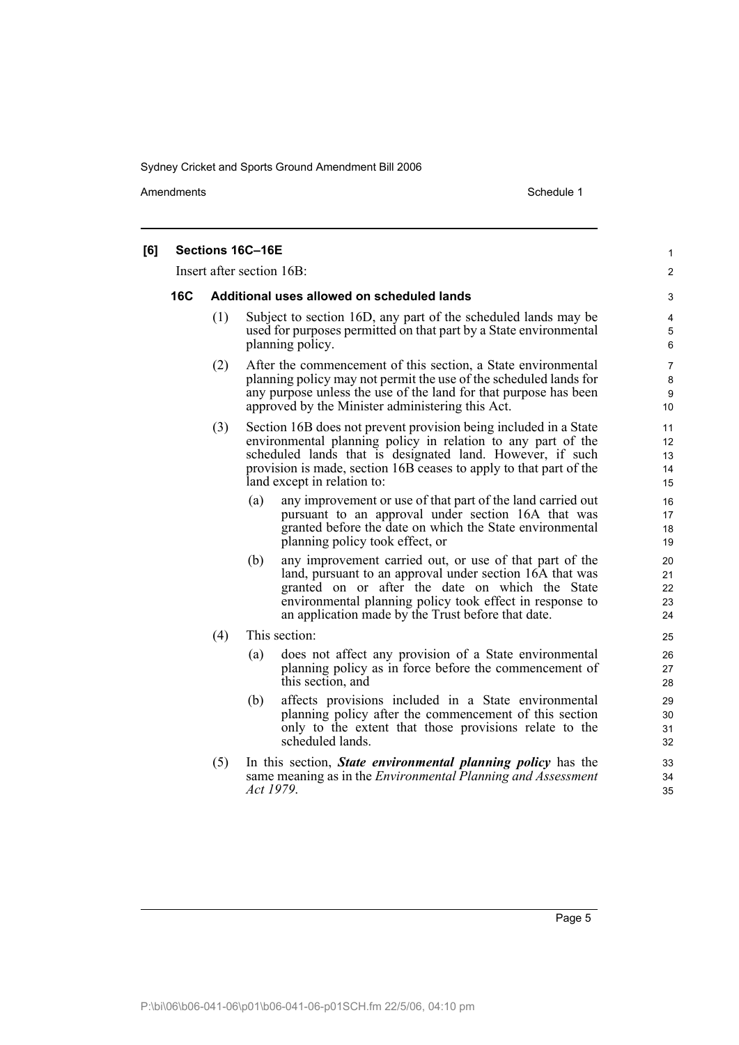**[6] Sections 16C–16E**

Insert after section 16B:

### 16C Additional uses allowed on scheduled lands

(1) Subject to section 16D, any part of the scheduled lands may be used for purposes permitted on that part by a State environmental planning policy.

(2) After the commencement of this section, a State environmental planning policy may not permit the use of the scheduled lands for any purpose unless the use of the land for that purpose has been approved by the Minister administering this Act.

(3) Section 16B does not prevent provision being included in a State environmental planning policy in relation to any part of the scheduled lands that is designated land. However, if such provision is made, section 16B ceases to apply to that part of the land except in relation to:

- (a) any improvement or use of that part of the land carried out pursuant to an approval under section 16A that was granted before the date on which the State environmental planning policy took effect, or
- (b) any improvement carried out, or use of that part of the land, pursuant to an approval under section 16A that was granted on or after the date on which the State environmental planning policy took effect in response to an application made by the Trust before that date.

(4) This section:

- (a) does not affect any provision of a State environmental planning policy as in force before the commencement of this section, and
- (b) affects provisions included in a State environmental planning policy after the commencement of this section only to the extent that those provisions relate to the scheduled lands.

(5) In this section, ***State environmental planning policy*** has the same meaning as in the *Environmental Planning and Assessment Act 1979*.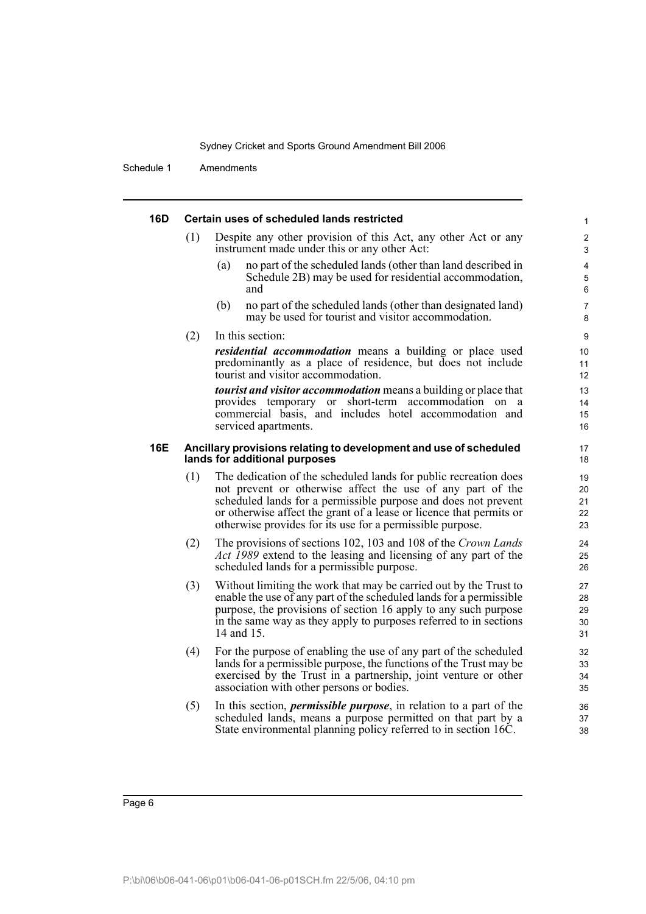#### 16D Certain uses of scheduled lands restricted

(1) Despite any other provision of this Act, any other Act or any instrument made under this or any other Act:

- (a) no part of the scheduled lands (other than land described in Schedule 2B) may be used for residential accommodation, and
- (b) no part of the scheduled lands (other than designated land) may be used for tourist and visitor accommodation.

(2) In this section:

***residential accommodation*** means a building or place used predominantly as a place of residence, but does not include tourist and visitor accommodation.

***tourist and visitor accommodation*** means a building or place that provides temporary or short-term accommodation on a commercial basis, and includes hotel accommodation and serviced apartments.

#### 16E Ancillary provisions relating to development and use of scheduled lands for additional purposes

(1) The dedication of the scheduled lands for public recreation does not prevent or otherwise affect the use of any part of the scheduled lands for a permissible purpose and does not prevent or otherwise affect the grant of a lease or licence that permits or otherwise provides for its use for a permissible purpose.

(2) The provisions of sections 102, 103 and 108 of the *Crown Lands Act 1989* extend to the leasing and licensing of any part of the scheduled lands for a permissible purpose.

(3) Without limiting the work that may be carried out by the Trust to enable the use of any part of the scheduled lands for a permissible purpose, the provisions of section 16 apply to any such purpose in the same way as they apply to purposes referred to in sections 14 and 15.

(4) For the purpose of enabling the use of any part of the scheduled lands for a permissible purpose, the functions of the Trust may be exercised by the Trust in a partnership, joint venture or other association with other persons or bodies.

(5) In this section, ***permissible purpose***, in relation to a part of the scheduled lands, means a purpose permitted on that part by a State environmental planning policy referred to in section 16C.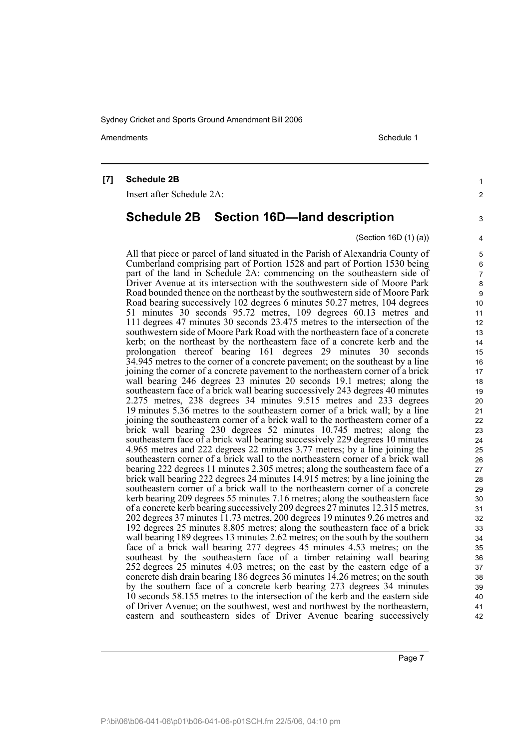**[7] Schedule 2B**

Insert after Schedule 2A:

## Schedule 2B Section 16D—land description

(Section 16D (1) (a))

All that piece or parcel of land situated in the Parish of Alexandria County of Cumberland comprising part of Portion 1528 and part of Portion 1530 being part of the land in Schedule 2A: commencing on the southeastern side of Driver Avenue at its intersection with the southwestern side of Moore Park Road bounded thence on the northeast by the southwestern side of Moore Park Road bearing successively 102 degrees 6 minutes 50.27 metres, 104 degrees 51 minutes 30 seconds 95.72 metres, 109 degrees 60.13 metres and 111 degrees 47 minutes 30 seconds 23.475 metres to the intersection of the southwestern side of Moore Park Road with the northeastern face of a concrete kerb; on the northeast by the northeastern face of a concrete kerb and the prolongation thereof bearing 161 degrees 29 minutes 30 seconds 34.945 metres to the corner of a concrete pavement; on the southeast by a line joining the corner of a concrete pavement to the northeastern corner of a brick wall bearing 246 degrees 23 minutes 20 seconds 19.1 metres; along the southeastern face of a brick wall bearing successively 243 degrees 40 minutes 2.275 metres, 238 degrees 34 minutes 9.515 metres and 233 degrees 19 minutes 5.36 metres to the southeastern corner of a brick wall; by a line joining the southeastern corner of a brick wall to the northeastern corner of a brick wall bearing 230 degrees 52 minutes 10.745 metres; along the southeastern face of a brick wall bearing successively 229 degrees 10 minutes 4.965 metres and 222 degrees 22 minutes 3.77 metres; by a line joining the southeastern corner of a brick wall to the northeastern corner of a brick wall bearing 222 degrees 11 minutes 2.305 metres; along the southeastern face of a brick wall bearing 222 degrees 24 minutes 14.915 metres; by a line joining the southeastern corner of a brick wall to the northeastern corner of a concrete kerb bearing 209 degrees 55 minutes 7.16 metres; along the southeastern face of a concrete kerb bearing successively 209 degrees 27 minutes 12.315 metres, 202 degrees 37 minutes 11.73 metres, 200 degrees 19 minutes 9.26 metres and 192 degrees 25 minutes 8.805 metres; along the southeastern face of a brick wall bearing 189 degrees 13 minutes 2.62 metres; on the south by the southern face of a brick wall bearing 277 degrees 45 minutes 4.53 metres; on the southeast by the southeastern face of a timber retaining wall bearing 252 degrees 25 minutes 4.03 metres; on the east by the eastern edge of a concrete dish drain bearing 186 degrees 36 minutes 14.26 metres; on the south by the southern face of a concrete kerb bearing 273 degrees 34 minutes 10 seconds 58.155 metres to the intersection of the kerb and the eastern side of Driver Avenue; on the southwest, west and northwest by the northeastern, eastern and southeastern sides of Driver Avenue bearing successively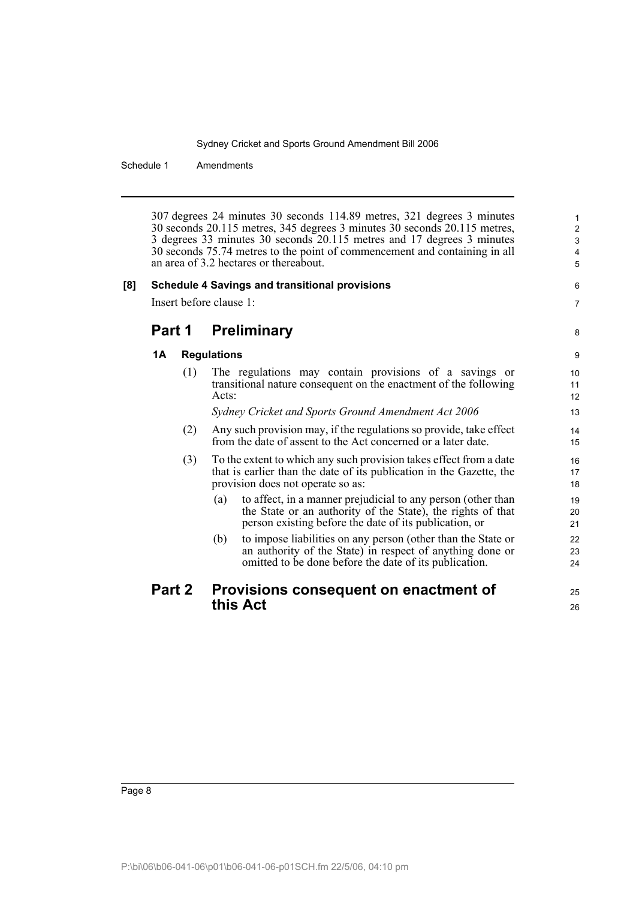307 degrees 24 minutes 30 seconds 114.89 metres, 321 degrees 3 minutes 30 seconds 20.115 metres, 345 degrees 3 minutes 30 seconds 20.115 metres, 3 degrees 33 minutes 30 seconds 20.115 metres and 17 degrees 3 minutes 30 seconds 75.74 metres to the point of commencement and containing in all an area of 3.2 hectares or thereabout.

**[8] Schedule 4 Savings and transitional provisions**

Insert before clause 1:

## Part 1 Preliminary

**1A Regulations**

(1) The regulations may contain provisions of a savings or transitional nature consequent on the enactment of the following Acts:

*Sydney Cricket and Sports Ground Amendment Act 2006*

(2) Any such provision may, if the regulations so provide, take effect from the date of assent to the Act concerned or a later date.

(3) To the extent to which any such provision takes effect from a date that is earlier than the date of its publication in the Gazette, the provision does not operate so as:

(a) to affect, in a manner prejudicial to any person (other than the State or an authority of the State), the rights of that person existing before the date of its publication, or

(b) to impose liabilities on any person (other than the State or an authority of the State) in respect of anything done or omitted to be done before the date of its publication.

## Part 2 Provisions consequent on enactment of this Act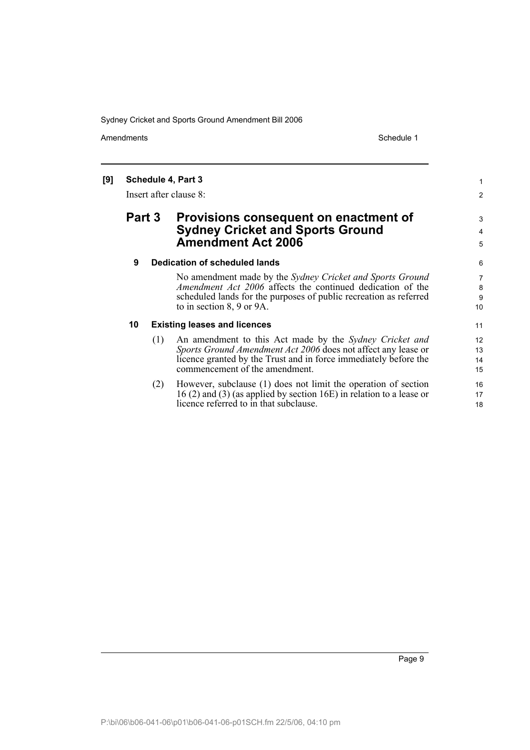**[9] Schedule 4, Part 3**

Insert after clause 8:

## Part 3 Provisions consequent on enactment of Sydney Cricket and Sports Ground Amendment Act 2006

### 9 Dedication of scheduled lands

No amendment made by the *Sydney Cricket and Sports Ground Amendment Act 2006* affects the continued dedication of the scheduled lands for the purposes of public recreation as referred to in section 8, 9 or 9A.

### 10 Existing leases and licences

(1) An amendment to this Act made by the *Sydney Cricket and Sports Ground Amendment Act 2006* does not affect any lease or licence granted by the Trust and in force immediately before the commencement of the amendment.

(2) However, subclause (1) does not limit the operation of section 16 (2) and (3) (as applied by section 16E) in relation to a lease or licence referred to in that subclause.